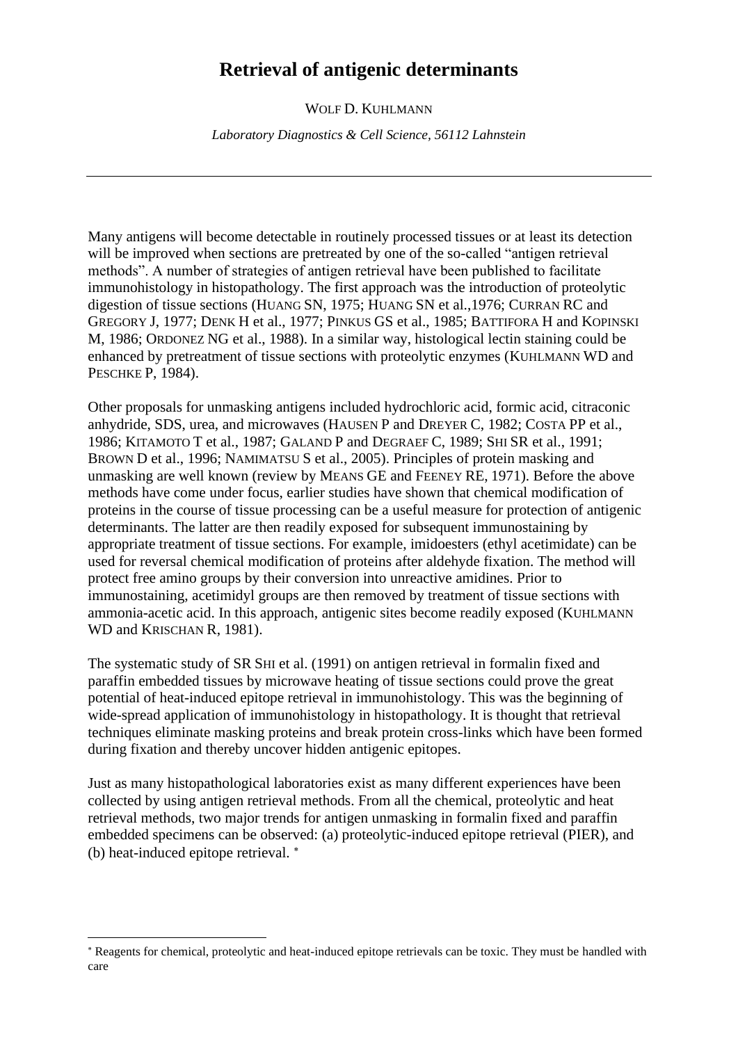# Retrieval of antigenic determinants

WOLF D. KUHLMANN

*Laboratory Diagnostics & Cell Science, 56112 Lahnstein*

---

Many antigens will become detectable in routinely processed tissues or at least its detection will be improved when sections are pretreated by one of the so-called "antigen retrieval methods". A number of strategies of antigen retrieval have been published to facilitate immunohistology in histopathology. The first approach was the introduction of proteolytic digestion of tissue sections (HUANG SN, 1975; HUANG SN et al.,1976; CURRAN RC and GREGORY J, 1977; DENK H et al., 1977; PINKUS GS et al., 1985; BATTIFORA H and KOPINSKI M, 1986; ORDONEZ NG et al., 1988). In a similar way, histological lectin staining could be enhanced by pretreatment of tissue sections with proteolytic enzymes (KUHLMANN WD and PESCHKE P, 1984).

Other proposals for unmasking antigens included hydrochloric acid, formic acid, citraconic anhydride, SDS, urea, and microwaves (HAUSEN P and DREYER C, 1982; COSTA PP et al., 1986; KITAMOTO T et al., 1987; GALAND P and DEGRAEF C, 1989; SHI SR et al., 1991; BROWN D et al., 1996; NAMIMATSU S et al., 2005). Principles of protein masking and unmasking are well known (review by MEANS GE and FEENEY RE, 1971). Before the above methods have come under focus, earlier studies have shown that chemical modification of proteins in the course of tissue processing can be a useful measure for protection of antigenic determinants. The latter are then readily exposed for subsequent immunostaining by appropriate treatment of tissue sections. For example, imidoesters (ethyl acetimidate) can be used for reversal chemical modification of proteins after aldehyde fixation. The method will protect free amino groups by their conversion into unreactive amidines. Prior to immunostaining, acetimidyl groups are then removed by treatment of tissue sections with ammonia-acetic acid. In this approach, antigenic sites become readily exposed (KUHLMANN WD and KRISCHAN R, 1981).

The systematic study of SR SHI et al. (1991) on antigen retrieval in formalin fixed and paraffin embedded tissues by microwave heating of tissue sections could prove the great potential of heat-induced epitope retrieval in immunohistology. This was the beginning of wide-spread application of immunohistology in histopathology. It is thought that retrieval techniques eliminate masking proteins and break protein cross-links which have been formed during fixation and thereby uncover hidden antigenic epitopes.

Just as many histopathological laboratories exist as many different experiences have been collected by using antigen retrieval methods. From all the chemical, proteolytic and heat retrieval methods, two major trends for antigen unmasking in formalin fixed and paraffin embedded specimens can be observed: (a) proteolytic-induced epitope retrieval (PIER), and (b) heat-induced epitope retrieval. [*]

---

[*] Reagents for chemical, proteolytic and heat-induced epitope retrievals can be toxic. They must be handled with care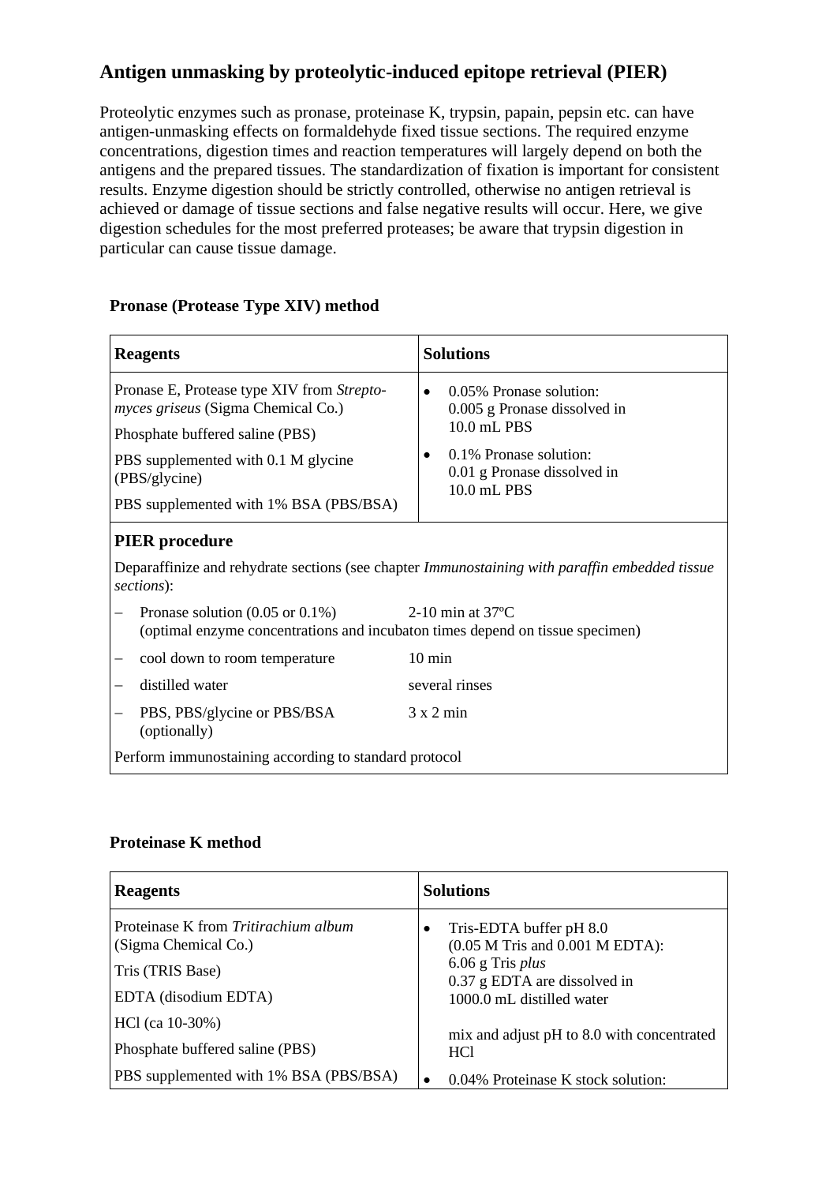## Antigen unmasking by proteolytic-induced epitope retrieval (PIER)

Proteolytic enzymes such as pronase, proteinase K, trypsin, papain, pepsin etc. can have antigen-unmasking effects on formaldehyde fixed tissue sections. The required enzyme concentrations, digestion times and reaction temperatures will largely depend on both the antigens and the prepared tissues. The standardization of fixation is important for consistent results. Enzyme digestion should be strictly controlled, otherwise no antigen retrieval is achieved or damage of tissue sections and false negative results will occur. Here, we give digestion schedules for the most preferred proteases; be aware that trypsin digestion in particular can cause tissue damage.

### Pronase (Protease Type XIV) method

| **Reagents** | **Solutions** |
|---|---|
| Pronase E, Protease type XIV from *Strepto-myces griseus* (Sigma Chemical Co.)<br>Phosphate buffered saline (PBS)<br>PBS supplemented with 0.1 M glycine (PBS/glycine)<br>PBS supplemented with 1% BSA (PBS/BSA) | • 0.05% Pronase solution: 0.005 g Pronase dissolved in 10.0 mL PBS<br>• 0.1% Pronase solution: 0.01 g Pronase dissolved in 10.0 mL PBS |

**PIER procedure**

Deparaffinize and rehydrate sections (see chapter *Immunostaining with paraffin embedded tissue sections*):

| Step | Time |
|---|---|
| – Pronase solution (0.05 or 0.1%) | 2-10 min at 37ºC |
| (optimal enzyme concentrations and incubaton times depend on tissue specimen) | |
| – cool down to room temperature | 10 min |
| – distilled water | several rinses |
| – PBS, PBS/glycine or PBS/BSA (optionally) | 3 x 2 min |

Perform immunostaining according to standard protocol

### Proteinase K method

| **Reagents** | **Solutions** |
|---|---|
| Proteinase K from *Tritirachium album* (Sigma Chemical Co.)<br>Tris (TRIS Base)<br>EDTA (disodium EDTA)<br>HCl (ca 10-30%)<br>Phosphate buffered saline (PBS)<br>PBS supplemented with 1% BSA (PBS/BSA) | • Tris-EDTA buffer pH 8.0 (0.05 M Tris and 0.001 M EDTA): 6.06 g Tris *plus* 0.37 g EDTA are dissolved in 1000.0 mL distilled water<br>mix and adjust pH to 8.0 with concentrated HCl<br>• 0.04% Proteinase K stock solution: |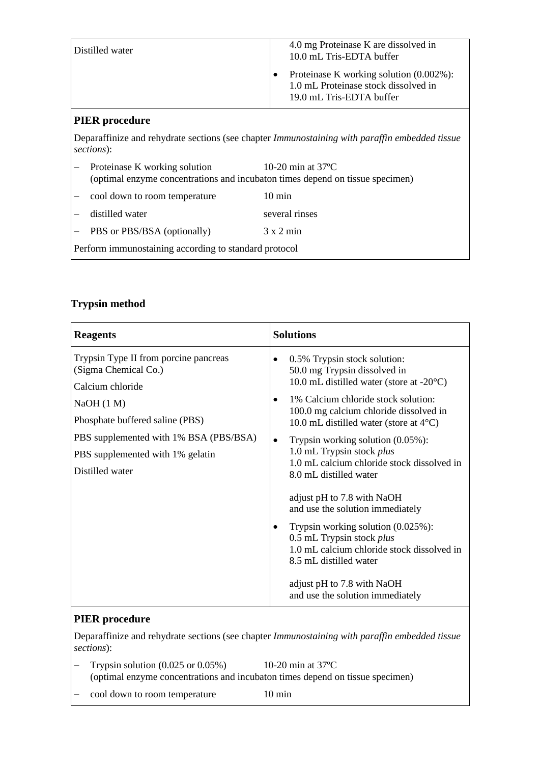| | |
|---|---|
| Distilled water | 4.0 mg Proteinase K are dissolved in 10.0 mL Tris-EDTA buffer<br>• Proteinase K working solution (0.002%): 1.0 mL Proteinase stock dissolved in 19.0 mL Tris-EDTA buffer |

**PIER procedure**

Deparaffinize and rehydrate sections (see chapter *Immunostaining with paraffin embedded tissue sections*):

- Proteinase K working solution — 10-20 min at 37ºC
  (optimal enzyme concentrations and incubaton times depend on tissue specimen)
- cool down to room temperature — 10 min
- distilled water — several rinses
- PBS or PBS/BSA (optionally) — 3 x 2 min

Perform immunostaining according to standard protocol

## Trypsin method

| **Reagents** | **Solutions** |
|---|---|
| Trypsin Type II from porcine pancreas (Sigma Chemical Co.)<br>Calcium chloride<br>NaOH (1 M)<br>Phosphate buffered saline (PBS)<br>PBS supplemented with 1% BSA (PBS/BSA)<br>PBS supplemented with 1% gelatin<br>Distilled water | • 0.5% Trypsin stock solution: 50.0 mg Trypsin dissolved in 10.0 mL distilled water (store at -20°C)<br>• 1% Calcium chloride stock solution: 100.0 mg calcium chloride dissolved in 10.0 mL distilled water (store at 4°C)<br>• Trypsin working solution (0.05%): 1.0 mL Trypsin stock *plus* 1.0 mL calcium chloride stock dissolved in 8.0 mL distilled water<br><br>adjust pH to 7.8 with NaOH and use the solution immediately<br>• Trypsin working solution (0.025%): 0.5 mL Trypsin stock *plus* 1.0 mL calcium chloride stock dissolved in 8.5 mL distilled water<br><br>adjust pH to 7.8 with NaOH and use the solution immediately |

**PIER procedure**

Deparaffinize and rehydrate sections (see chapter *Immunostaining with paraffin embedded tissue sections*):

- Trypsin solution (0.025 or 0.05%) — 10-20 min at 37ºC
  (optimal enzyme concentrations and incubaton times depend on tissue specimen)
- cool down to room temperature — 10 min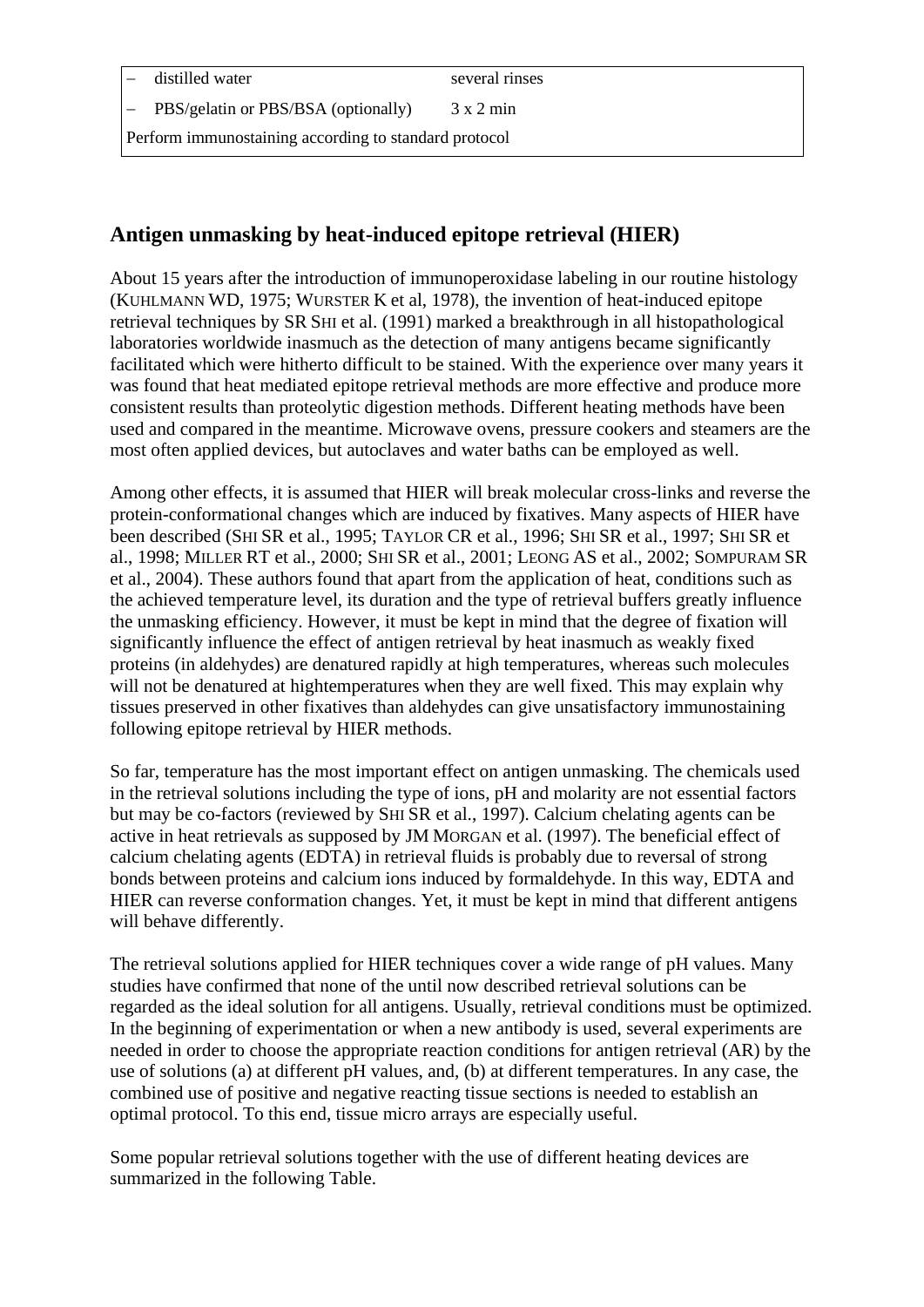| – distilled water | several rinses |
|---|---|
| – PBS/gelatin or PBS/BSA (optionally) | 3 x 2 min |
| Perform immunostaining according to standard protocol | |

## Antigen unmasking by heat-induced epitope retrieval (HIER)

About 15 years after the introduction of immunoperoxidase labeling in our routine histology (KUHLMANN WD, 1975; WURSTER K et al, 1978), the invention of heat-induced epitope retrieval techniques by SR SHI et al. (1991) marked a breakthrough in all histopathological laboratories worldwide inasmuch as the detection of many antigens became significantly facilitated which were hitherto difficult to be stained. With the experience over many years it was found that heat mediated epitope retrieval methods are more effective and produce more consistent results than proteolytic digestion methods. Different heating methods have been used and compared in the meantime. Microwave ovens, pressure cookers and steamers are the most often applied devices, but autoclaves and water baths can be employed as well.

Among other effects, it is assumed that HIER will break molecular cross-links and reverse the protein-conformational changes which are induced by fixatives. Many aspects of HIER have been described (SHI SR et al., 1995; TAYLOR CR et al., 1996; SHI SR et al., 1997; SHI SR et al., 1998; MILLER RT et al., 2000; SHI SR et al., 2001; LEONG AS et al., 2002; SOMPURAM SR et al., 2004). These authors found that apart from the application of heat, conditions such as the achieved temperature level, its duration and the type of retrieval buffers greatly influence the unmasking efficiency. However, it must be kept in mind that the degree of fixation will significantly influence the effect of antigen retrieval by heat inasmuch as weakly fixed proteins (in aldehydes) are denatured rapidly at high temperatures, whereas such molecules will not be denatured at hightemperatures when they are well fixed. This may explain why tissues preserved in other fixatives than aldehydes can give unsatisfactory immunostaining following epitope retrieval by HIER methods.

So far, temperature has the most important effect on antigen unmasking. The chemicals used in the retrieval solutions including the type of ions, pH and molarity are not essential factors but may be co-factors (reviewed by SHI SR et al., 1997). Calcium chelating agents can be active in heat retrievals as supposed by JM MORGAN et al. (1997). The beneficial effect of calcium chelating agents (EDTA) in retrieval fluids is probably due to reversal of strong bonds between proteins and calcium ions induced by formaldehyde. In this way, EDTA and HIER can reverse conformation changes. Yet, it must be kept in mind that different antigens will behave differently.

The retrieval solutions applied for HIER techniques cover a wide range of pH values. Many studies have confirmed that none of the until now described retrieval solutions can be regarded as the ideal solution for all antigens. Usually, retrieval conditions must be optimized. In the beginning of experimentation or when a new antibody is used, several experiments are needed in order to choose the appropriate reaction conditions for antigen retrieval (AR) by the use of solutions (a) at different pH values, and, (b) at different temperatures. In any case, the combined use of positive and negative reacting tissue sections is needed to establish an optimal protocol. To this end, tissue micro arrays are especially useful.

Some popular retrieval solutions together with the use of different heating devices are summarized in the following Table.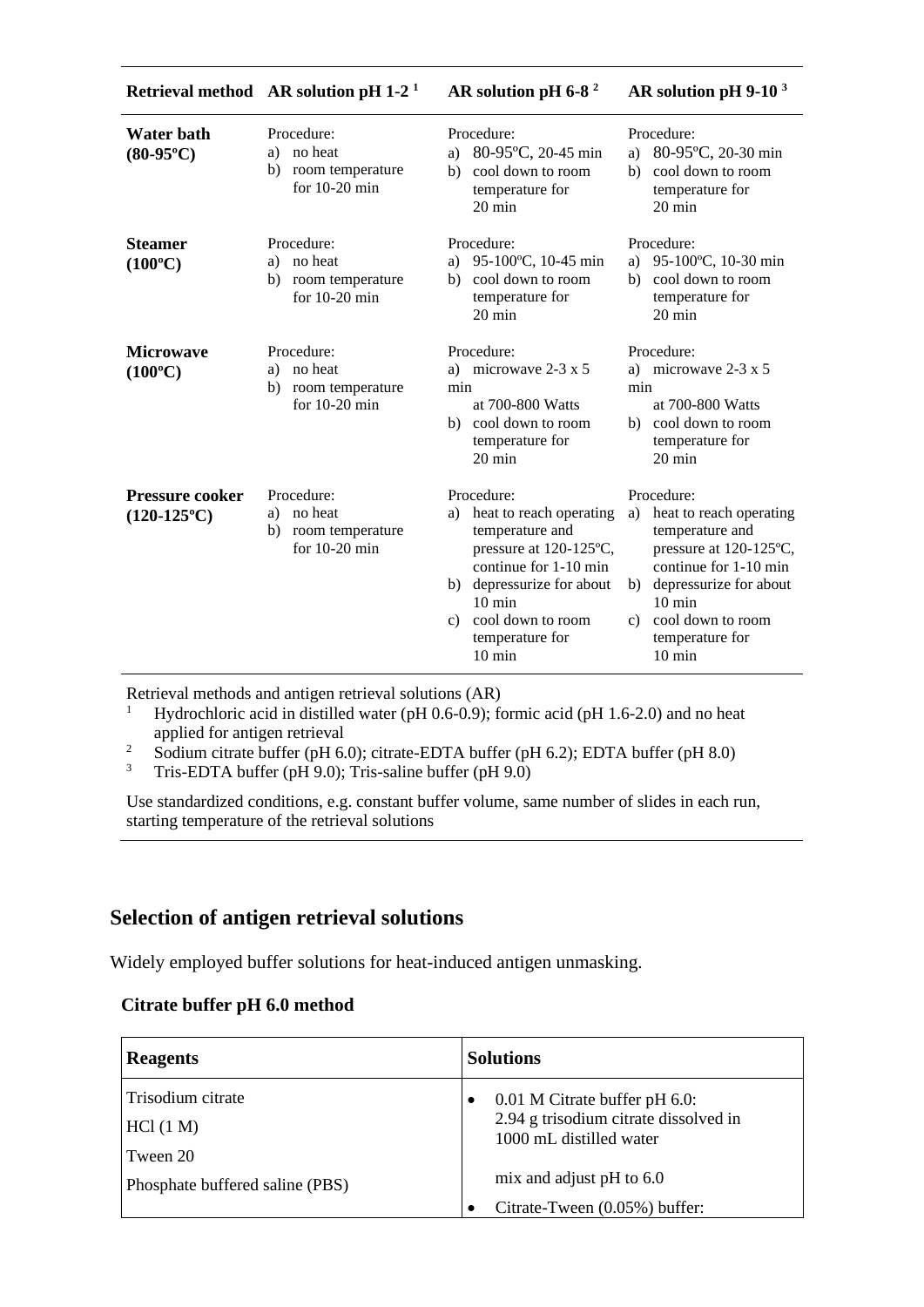| Retrieval method | AR solution pH 1-2 [1] | AR solution pH 6-8 [2] | AR solution pH 9-10 [3] |
|---|---|---|---|
| **Water bath (80-95ºC)** | Procedure:<br>a) no heat<br>b) room temperature for 10-20 min | Procedure:<br>a) 80-95ºC, 20-45 min<br>b) cool down to room temperature for 20 min | Procedure:<br>a) 80-95ºC, 20-30 min<br>b) cool down to room temperature for 20 min |
| **Steamer (100ºC)** | Procedure:<br>a) no heat<br>b) room temperature for 10-20 min | Procedure:<br>a) 95-100ºC, 10-45 min<br>b) cool down to room temperature for 20 min | Procedure:<br>a) 95-100ºC, 10-30 min<br>b) cool down to room temperature for 20 min |
| **Microwave (100ºC)** | Procedure:<br>a) no heat<br>b) room temperature for 10-20 min | Procedure:<br>a) microwave 2-3 x 5 min at 700-800 Watts<br>b) cool down to room temperature for 20 min | Procedure:<br>a) microwave 2-3 x 5 min at 700-800 Watts<br>b) cool down to room temperature for 20 min |
| **Pressure cooker (120-125ºC)** | Procedure:<br>a) no heat<br>b) room temperature for 10-20 min | Procedure:<br>a) heat to reach operating temperature and pressure at 120-125ºC, continue for 1-10 min<br>b) depressurize for about 10 min<br>c) cool down to room temperature for 10 min | Procedure:<br>a) heat to reach operating temperature and pressure at 120-125ºC, continue for 1-10 min<br>b) depressurize for about 10 min<br>c) cool down to room temperature for 10 min |

Retrieval methods and antigen retrieval solutions (AR)

[1] Hydrochloric acid in distilled water (pH 0.6-0.9); formic acid (pH 1.6-2.0) and no heat applied for antigen retrieval

[2] Sodium citrate buffer (pH 6.0); citrate-EDTA buffer (pH 6.2); EDTA buffer (pH 8.0)

[3] Tris-EDTA buffer (pH 9.0); Tris-saline buffer (pH 9.0)

Use standardized conditions, e.g. constant buffer volume, same number of slides in each run, starting temperature of the retrieval solutions

## Selection of antigen retrieval solutions

Widely employed buffer solutions for heat-induced antigen unmasking.

### Citrate buffer pH 6.0 method

| Reagents | Solutions |
|---|---|
| Trisodium citrate<br>HCl (1 M)<br>Tween 20<br>Phosphate buffered saline (PBS) | • 0.01 M Citrate buffer pH 6.0: 2.94 g trisodium citrate dissolved in 1000 mL distilled water<br><br>mix and adjust pH to 6.0<br>• Citrate-Tween (0.05%) buffer: |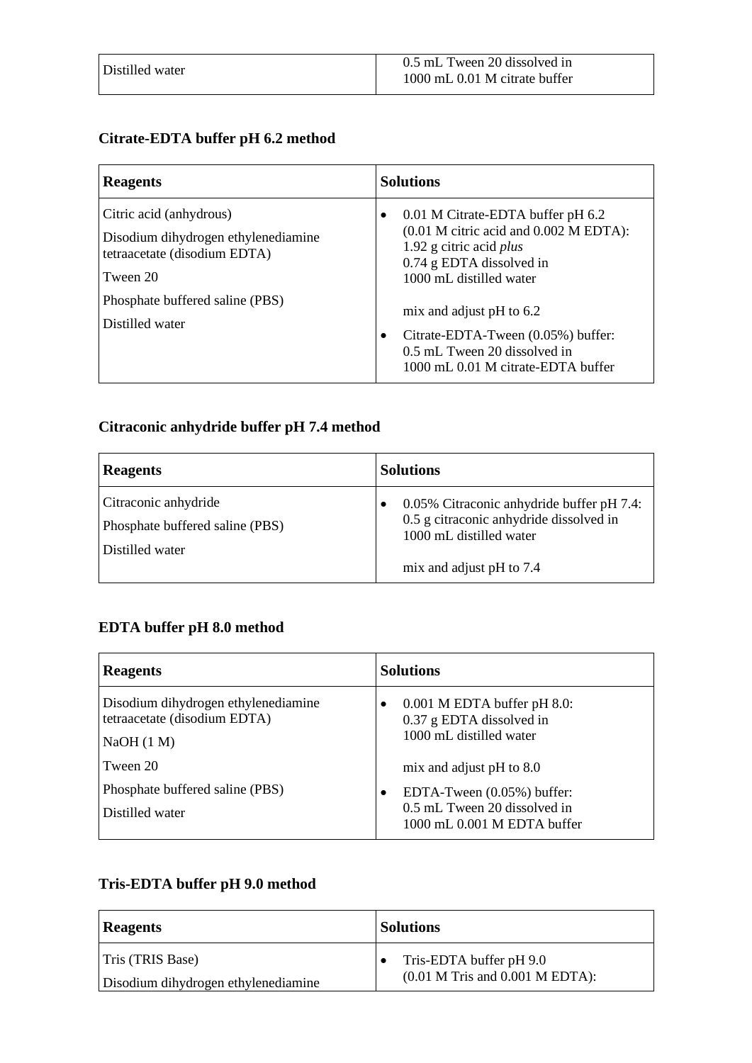| Distilled water | 0.5 mL Tween 20 dissolved in 1000 mL 0.01 M citrate buffer |
|---|---|

### Citrate-EDTA buffer pH 6.2 method

| Reagents | Solutions |
|---|---|
| Citric acid (anhydrous)<br><br>Disodium dihydrogen ethylenediamine tetraacetate (disodium EDTA)<br><br>Tween 20<br><br>Phosphate buffered saline (PBS)<br><br>Distilled water | • 0.01 M Citrate-EDTA buffer pH 6.2 (0.01 M citric acid and 0.002 M EDTA): 1.92 g citric acid *plus* 0.74 g EDTA dissolved in 1000 mL distilled water<br><br>mix and adjust pH to 6.2<br><br>• Citrate-EDTA-Tween (0.05%) buffer: 0.5 mL Tween 20 dissolved in 1000 mL 0.01 M citrate-EDTA buffer |

### Citraconic anhydride buffer pH 7.4 method

| Reagents | Solutions |
|---|---|
| Citraconic anhydride<br><br>Phosphate buffered saline (PBS)<br><br>Distilled water | • 0.05% Citraconic anhydride buffer pH 7.4: 0.5 g citraconic anhydride dissolved in 1000 mL distilled water<br><br>mix and adjust pH to 7.4 |

### EDTA buffer pH 8.0 method

| Reagents | Solutions |
|---|---|
| Disodium dihydrogen ethylenediamine tetraacetate (disodium EDTA)<br><br>NaOH (1 M)<br><br>Tween 20<br><br>Phosphate buffered saline (PBS)<br><br>Distilled water | • 0.001 M EDTA buffer pH 8.0: 0.37 g EDTA dissolved in 1000 mL distilled water<br><br>mix and adjust pH to 8.0<br><br>• EDTA-Tween (0.05%) buffer: 0.5 mL Tween 20 dissolved in 1000 mL 0.001 M EDTA buffer |

### Tris-EDTA buffer pH 9.0 method

| Reagents | Solutions |
|---|---|
| Tris (TRIS Base)<br><br>Disodium dihydrogen ethylenediamine | • Tris-EDTA buffer pH 9.0 (0.01 M Tris and 0.001 M EDTA): |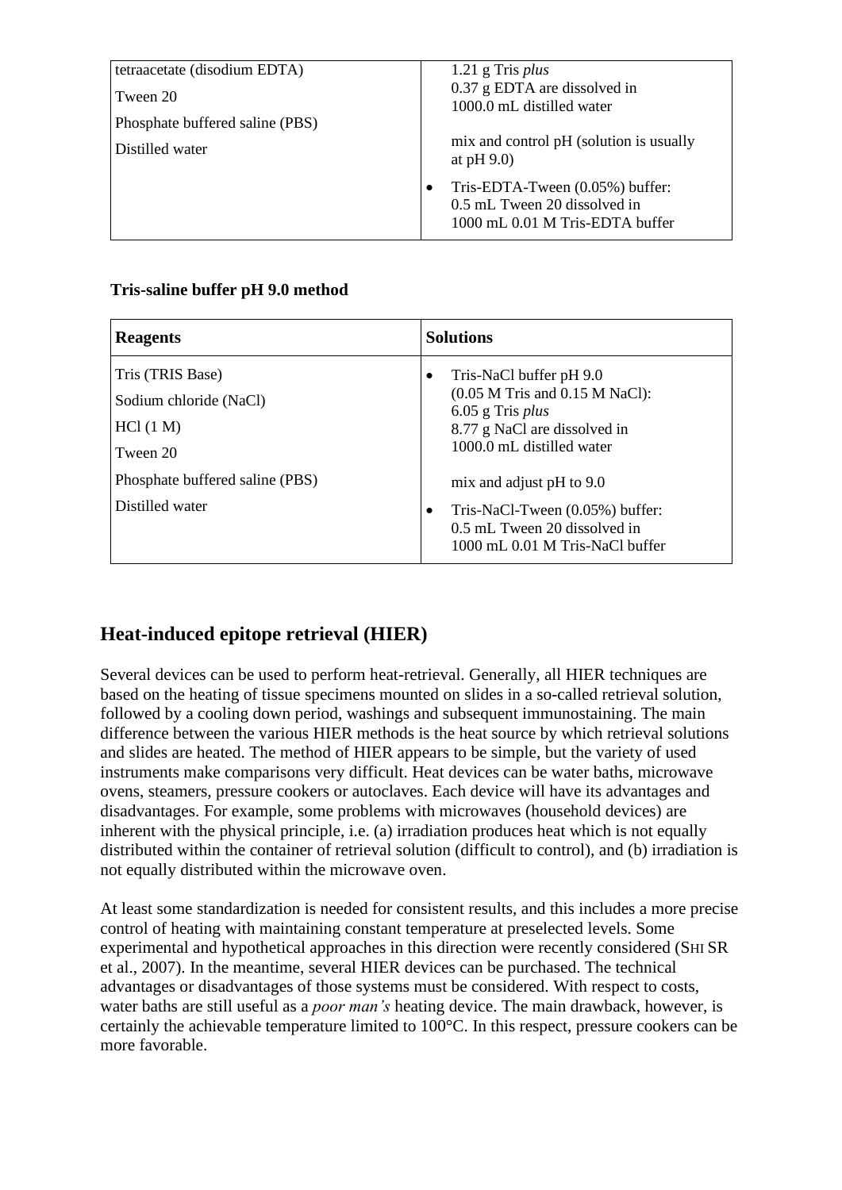| | |
|---|---|
| tetraacetate (disodium EDTA)<br>Tween 20<br>Phosphate buffered saline (PBS)<br>Distilled water | 1.21 g Tris *plus*<br>0.37 g EDTA are dissolved in<br>1000.0 mL distilled water<br><br>mix and control pH (solution is usually at pH 9.0)<br><br>• Tris-EDTA-Tween (0.05%) buffer:<br>0.5 mL Tween 20 dissolved in<br>1000 mL 0.01 M Tris-EDTA buffer |

**Tris-saline buffer pH 9.0 method**

| **Reagents** | **Solutions** |
|---|---|
| Tris (TRIS Base)<br>Sodium chloride (NaCl)<br>HCl (1 M)<br>Tween 20<br>Phosphate buffered saline (PBS)<br>Distilled water | • Tris-NaCl buffer pH 9.0<br>(0.05 M Tris and 0.15 M NaCl):<br>6.05 g Tris *plus*<br>8.77 g NaCl are dissolved in<br>1000.0 mL distilled water<br><br>mix and adjust pH to 9.0<br><br>• Tris-NaCl-Tween (0.05%) buffer:<br>0.5 mL Tween 20 dissolved in<br>1000 mL 0.01 M Tris-NaCl buffer |

## Heat-induced epitope retrieval (HIER)

Several devices can be used to perform heat-retrieval. Generally, all HIER techniques are based on the heating of tissue specimens mounted on slides in a so-called retrieval solution, followed by a cooling down period, washings and subsequent immunostaining. The main difference between the various HIER methods is the heat source by which retrieval solutions and slides are heated. The method of HIER appears to be simple, but the variety of used instruments make comparisons very difficult. Heat devices can be water baths, microwave ovens, steamers, pressure cookers or autoclaves. Each device will have its advantages and disadvantages. For example, some problems with microwaves (household devices) are inherent with the physical principle, i.e. (a) irradiation produces heat which is not equally distributed within the container of retrieval solution (difficult to control), and (b) irradiation is not equally distributed within the microwave oven.

At least some standardization is needed for consistent results, and this includes a more precise control of heating with maintaining constant temperature at preselected levels. Some experimental and hypothetical approaches in this direction were recently considered (SHI SR et al., 2007). In the meantime, several HIER devices can be purchased. The technical advantages or disadvantages of those systems must be considered. With respect to costs, water baths are still useful as a *poor man's* heating device. The main drawback, however, is certainly the achievable temperature limited to 100°C. In this respect, pressure cookers can be more favorable.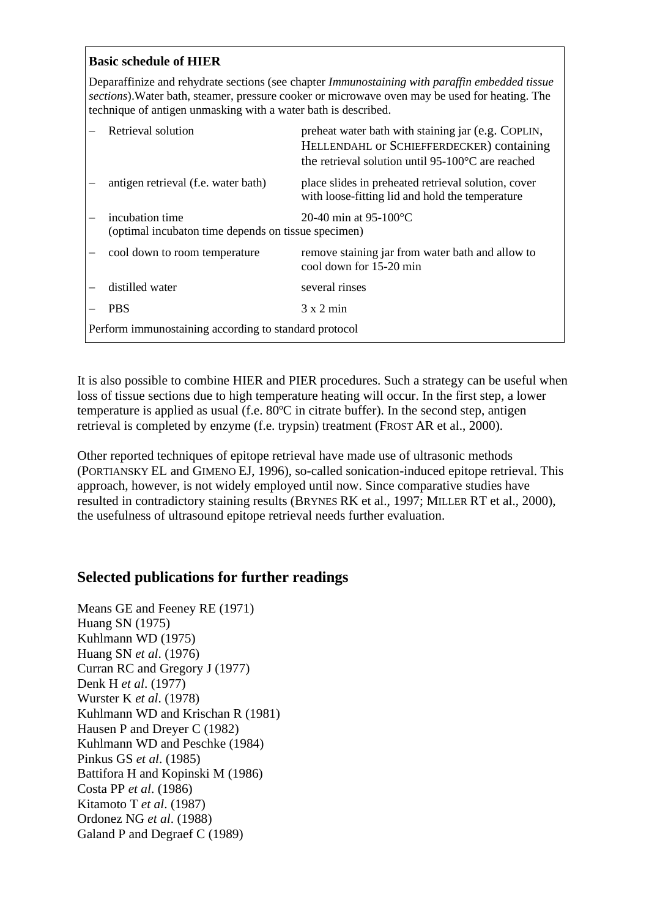**Basic schedule of HIER**

Deparaffinize and rehydrate sections (see chapter *Immunostaining with paraffin embedded tissue sections*).Water bath, steamer, pressure cooker or microwave oven may be used for heating. The technique of antigen unmasking with a water bath is described.

| | | |
|---|---|---|
| – | Retrieval solution | preheat water bath with staining jar (e.g. COPLIN, HELLENDAHL or SCHIEFFERDECKER) containing the retrieval solution until 95-100°C are reached |
| – | antigen retrieval (f.e. water bath) | place slides in preheated retrieval solution, cover with loose-fitting lid and hold the temperature |
| – | incubation time (optimal incubaton time depends on tissue specimen) | 20-40 min at 95-100°C |
| – | cool down to room temperature | remove staining jar from water bath and allow to cool down for 15-20 min |
| – | distilled water | several rinses |
| – | PBS | 3 x 2 min |

Perform immunostaining according to standard protocol

It is also possible to combine HIER and PIER procedures. Such a strategy can be useful when loss of tissue sections due to high temperature heating will occur. In the first step, a lower temperature is applied as usual (f.e. 80ºC in citrate buffer). In the second step, antigen retrieval is completed by enzyme (f.e. trypsin) treatment (FROST AR et al., 2000).

Other reported techniques of epitope retrieval have made use of ultrasonic methods (PORTIANSKY EL and GIMENO EJ, 1996), so-called sonication-induced epitope retrieval. This approach, however, is not widely employed until now. Since comparative studies have resulted in contradictory staining results (BRYNES RK et al., 1997; MILLER RT et al., 2000), the usefulness of ultrasound epitope retrieval needs further evaluation.

## Selected publications for further readings

Means GE and Feeney RE (1971)
Huang SN (1975)
Kuhlmann WD (1975)
Huang SN *et al*. (1976)
Curran RC and Gregory J (1977)
Denk H *et al*. (1977)
Wurster K *et al*. (1978)
Kuhlmann WD and Krischan R (1981)
Hausen P and Dreyer C (1982)
Kuhlmann WD and Peschke (1984)
Pinkus GS *et al*. (1985)
Battifora H and Kopinski M (1986)
Costa PP *et al*. (1986)
Kitamoto T *et al*. (1987)
Ordonez NG *et al*. (1988)
Galand P and Degraef C (1989)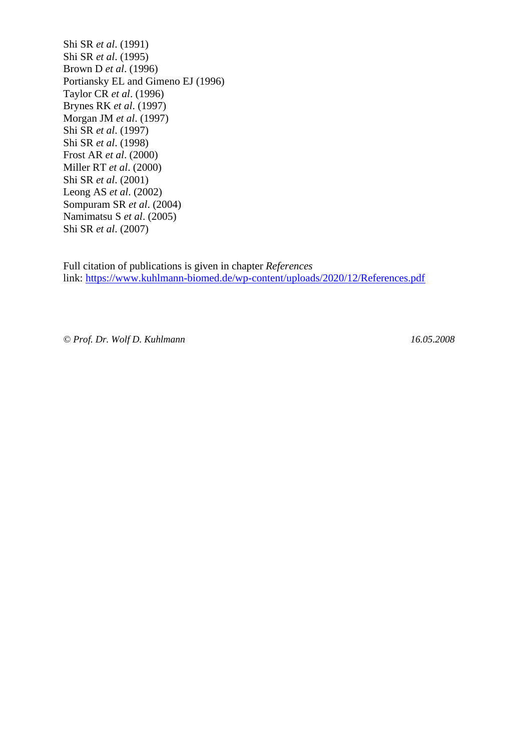Shi SR *et al*. (1991)
Shi SR *et al*. (1995)
Brown D *et al*. (1996)
Portiansky EL and Gimeno EJ (1996)
Taylor CR *et al*. (1996)
Brynes RK *et al*. (1997)
Morgan JM *et al*. (1997)
Shi SR *et al*. (1997)
Shi SR *et al*. (1998)
Frost AR *et al*. (2000)
Miller RT *et al*. (2000)
Shi SR *et al*. (2001)
Leong AS *et al*. (2002)
Sompuram SR *et al*. (2004)
Namimatsu S *et al*. (2005)
Shi SR *et al*. (2007)

Full citation of publications is given in chapter *References*
link: [https://www.kuhlmann-biomed.de/wp-content/uploads/2020/12/References.pdf](https://www.kuhlmann-biomed.de/wp-content/uploads/2020/12/References.pdf)

*© Prof. Dr. Wolf D. Kuhlmann* *16.05.2008*